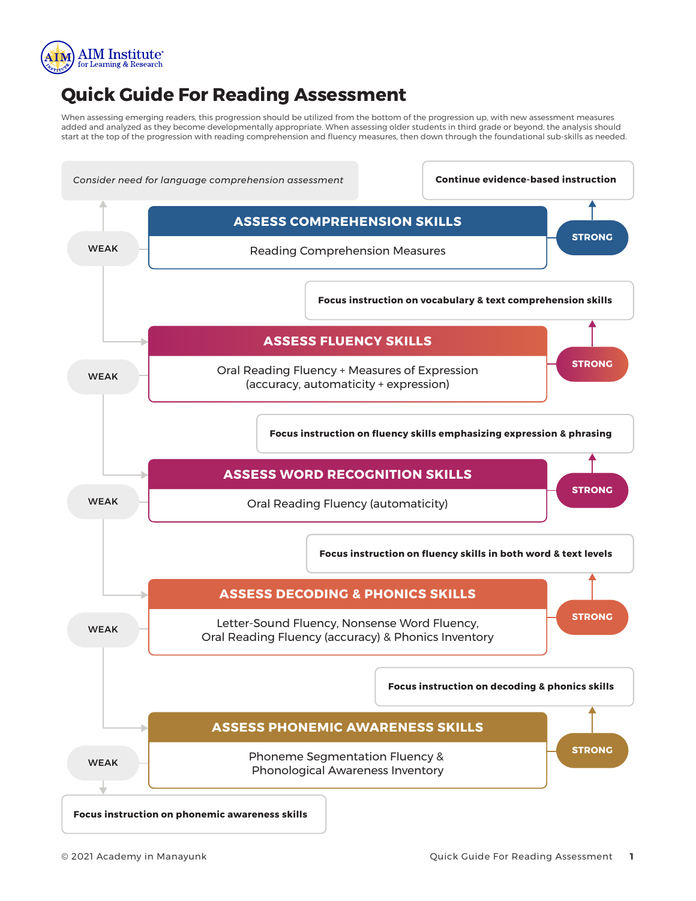AIM Institute for Learning & Research

# Quick Guide For Reading Assessment

When assessing emerging readers, this progression should be utilized from the bottom of the progression up, with new assessment measures added and analyzed as they become developmentally appropriate. When assessing older students in third grade or beyond, the analysis should start at the top of the progression with reading comprehension and fluency measures, then down through the foundational sub-skills as needed.

*Consider need for language comprehension assessment*

**Continue evidence-based instruction**

## ASSESS COMPREHENSION SKILLS

Reading Comprehension Measures

- WEAK → Consider need for language comprehension assessment; continue to Assess Fluency Skills
- STRONG → Continue evidence-based instruction

**Focus instruction on vocabulary & text comprehension skills**

## ASSESS FLUENCY SKILLS

Oral Reading Fluency + Measures of Expression (accuracy, automaticity + expression)

- WEAK → Assess Word Recognition Skills
- STRONG → Focus instruction on vocabulary & text comprehension skills

**Focus instruction on fluency skills emphasizing expression & phrasing**

## ASSESS WORD RECOGNITION SKILLS

Oral Reading Fluency (automaticity)

- WEAK → Assess Decoding & Phonics Skills
- STRONG → Focus instruction on fluency skills emphasizing expression & phrasing

**Focus instruction on fluency skills in both word & text levels**

## ASSESS DECODING & PHONICS SKILLS

Letter-Sound Fluency, Nonsense Word Fluency, Oral Reading Fluency (accuracy) & Phonics Inventory

- WEAK → Assess Phonemic Awareness Skills
- STRONG → Focus instruction on fluency skills in both word & text levels

**Focus instruction on decoding & phonics skills**

## ASSESS PHONEMIC AWARENESS SKILLS

Phoneme Segmentation Fluency & Phonological Awareness Inventory

- WEAK → Focus instruction on phonemic awareness skills
- STRONG → Focus instruction on decoding & phonics skills

**Focus instruction on phonemic awareness skills**

© 2021 Academy in Manayunk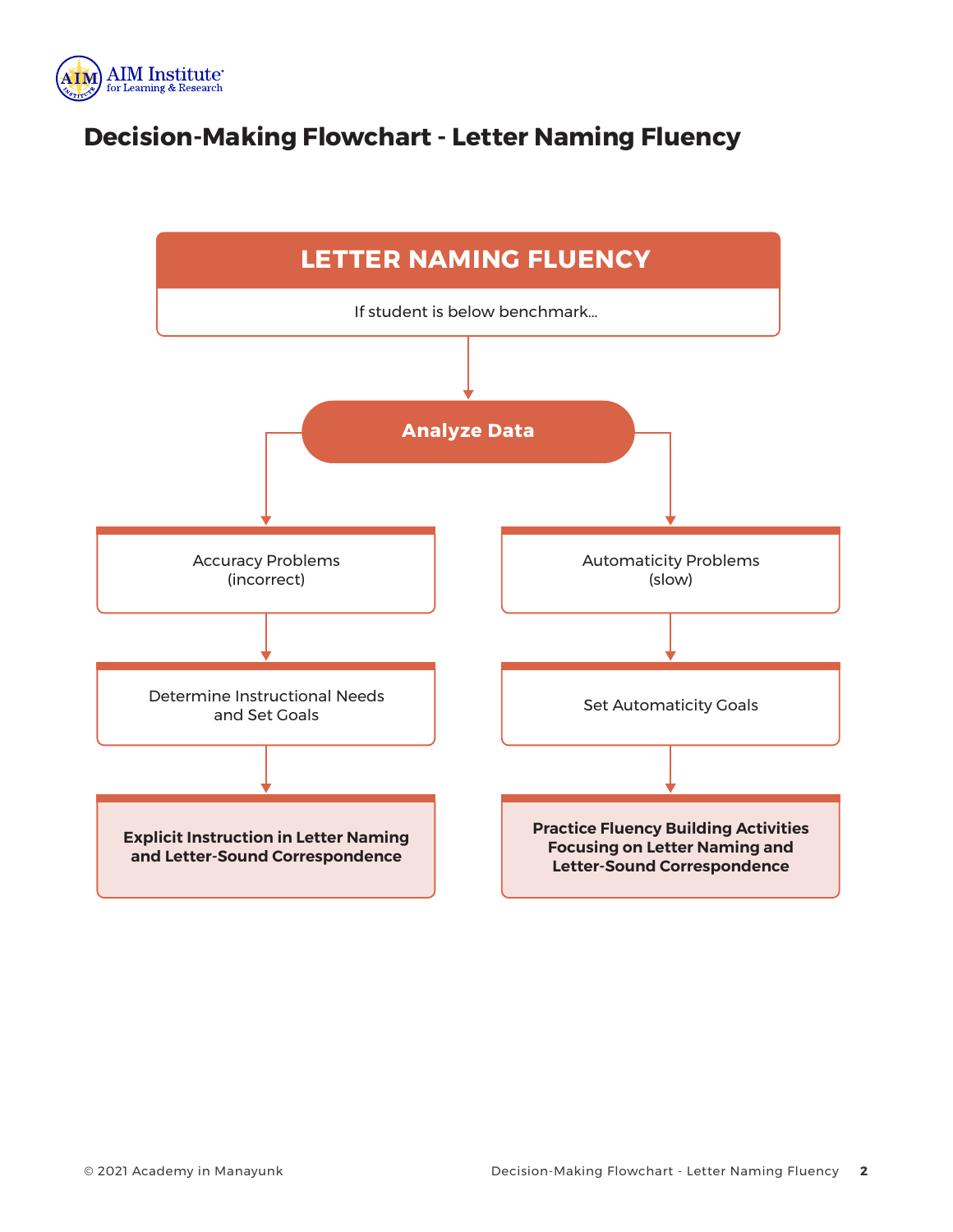# Decision-Making Flowchart - Letter Naming Fluency

## LETTER NAMING FLUENCY

If student is below benchmark...

**Analyze Data**

**Accuracy Problems (incorrect)**

- Determine Instructional Needs and Set Goals
- **Explicit Instruction in Letter Naming and Letter-Sound Correspondence**

**Automaticity Problems (slow)**

- Set Automaticity Goals
- **Practice Fluency Building Activities Focusing on Letter Naming and Letter-Sound Correspondence**

© 2021 Academy in Manayunk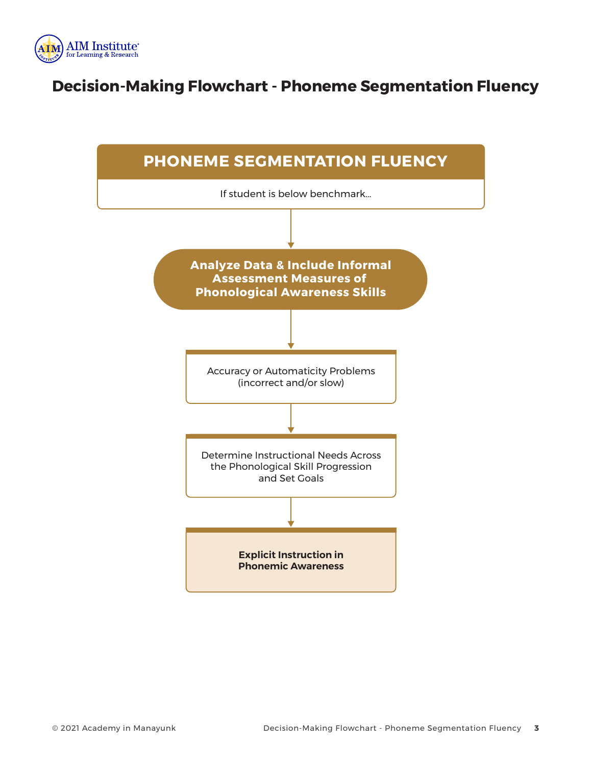# Decision-Making Flowchart - Phoneme Segmentation Fluency

## PHONEME SEGMENTATION FLUENCY

If student is below benchmark...

↓

**Analyze Data & Include Informal Assessment Measures of Phonological Awareness Skills**

↓

Accuracy or Automaticity Problems (incorrect and/or slow)

↓

Determine Instructional Needs Across the Phonological Skill Progression and Set Goals

↓

**Explicit Instruction in Phonemic Awareness**

© 2021 Academy in Manayunk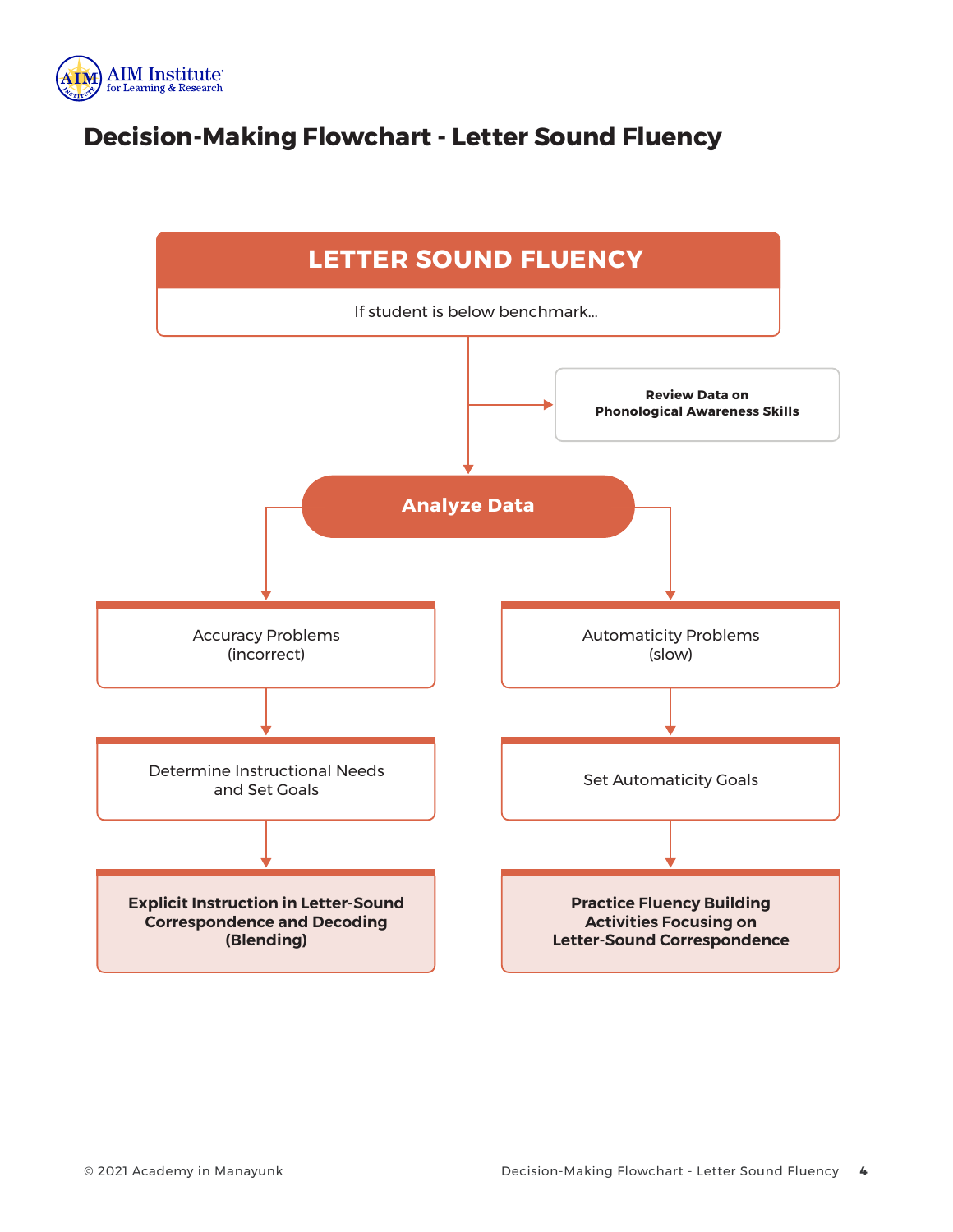# Decision-Making Flowchart - Letter Sound Fluency

## LETTER SOUND FLUENCY

If student is below benchmark...

**Review Data on Phonological Awareness Skills**

**Analyze Data**

Accuracy Problems (incorrect)

Determine Instructional Needs and Set Goals

**Explicit Instruction in Letter-Sound Correspondence and Decoding (Blending)**

Automaticity Problems (slow)

Set Automaticity Goals

**Practice Fluency Building Activities Focusing on Letter-Sound Correspondence**

© 2021 Academy in Manayunk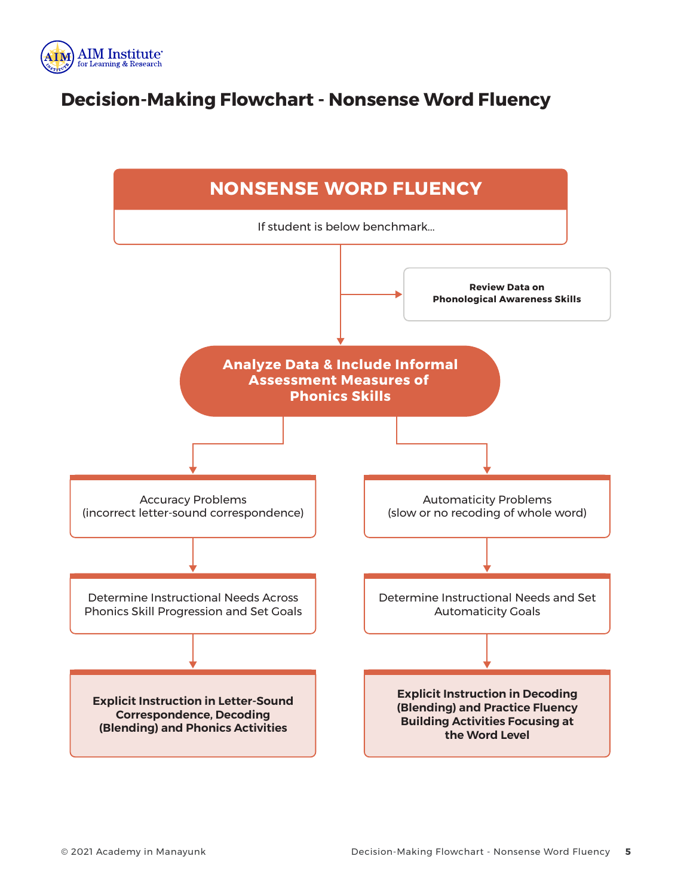# Decision-Making Flowchart - Nonsense Word Fluency

## NONSENSE WORD FLUENCY

If student is below benchmark...

**Review Data on Phonological Awareness Skills**

**Analyze Data & Include Informal Assessment Measures of Phonics Skills**

Accuracy Problems
(incorrect letter-sound correspondence)

Determine Instructional Needs Across Phonics Skill Progression and Set Goals

**Explicit Instruction in Letter-Sound Correspondence, Decoding (Blending) and Phonics Activities**

Automaticity Problems
(slow or no recoding of whole word)

Determine Instructional Needs and Set Automaticity Goals

**Explicit Instruction in Decoding (Blending) and Practice Fluency Building Activities Focusing at the Word Level**

© 2021 Academy in Manayunk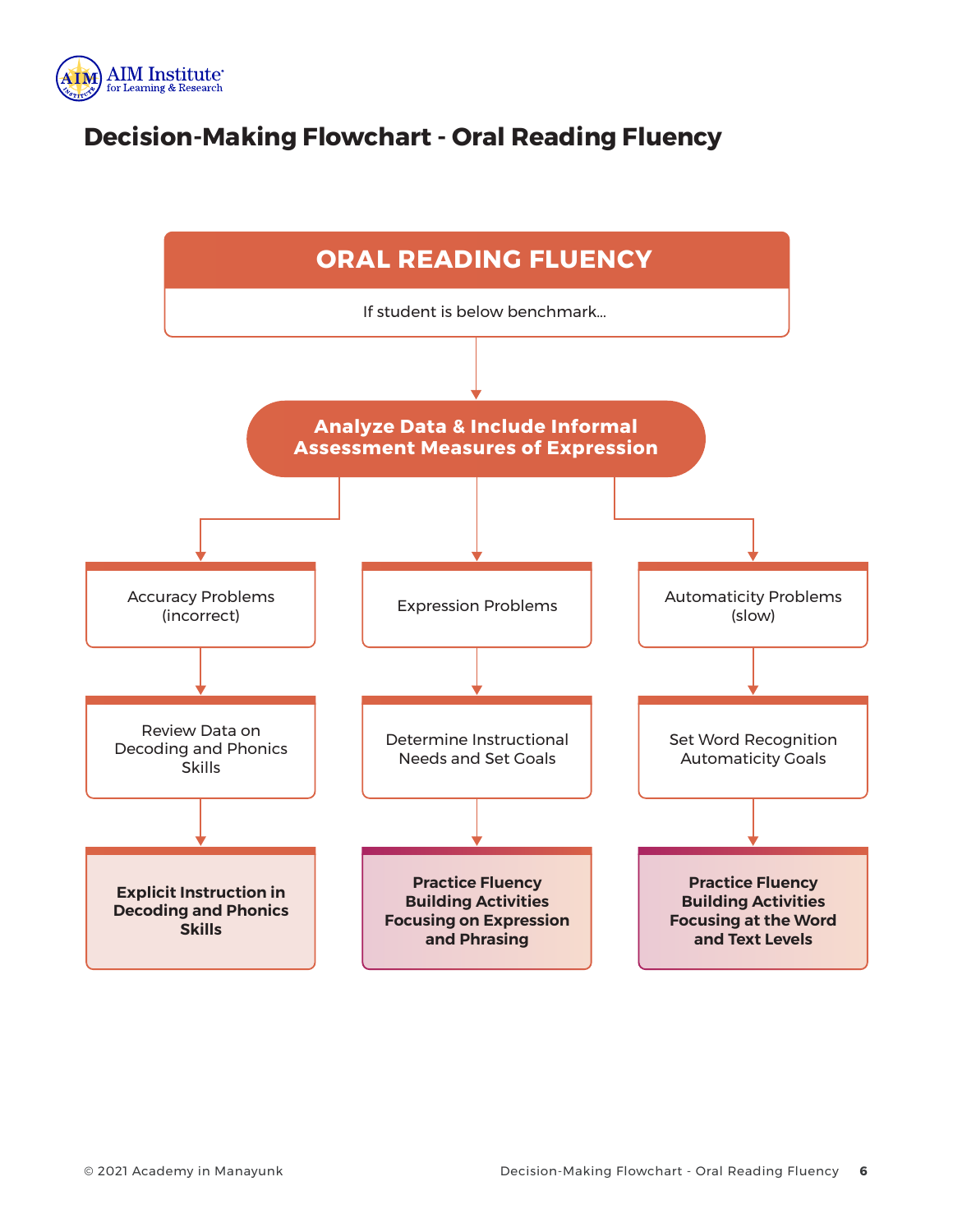# Decision-Making Flowchart - Oral Reading Fluency

## ORAL READING FLUENCY

If student is below benchmark...

**Analyze Data & Include Informal Assessment Measures of Expression**

Accuracy Problems (incorrect)

Review Data on Decoding and Phonics Skills

**Explicit Instruction in Decoding and Phonics Skills**

Expression Problems

Determine Instructional Needs and Set Goals

**Practice Fluency Building Activities Focusing on Expression and Phrasing**

Automaticity Problems (slow)

Set Word Recognition Automaticity Goals

**Practice Fluency Building Activities Focusing at the Word and Text Levels**

© 2021 Academy in Manayunk